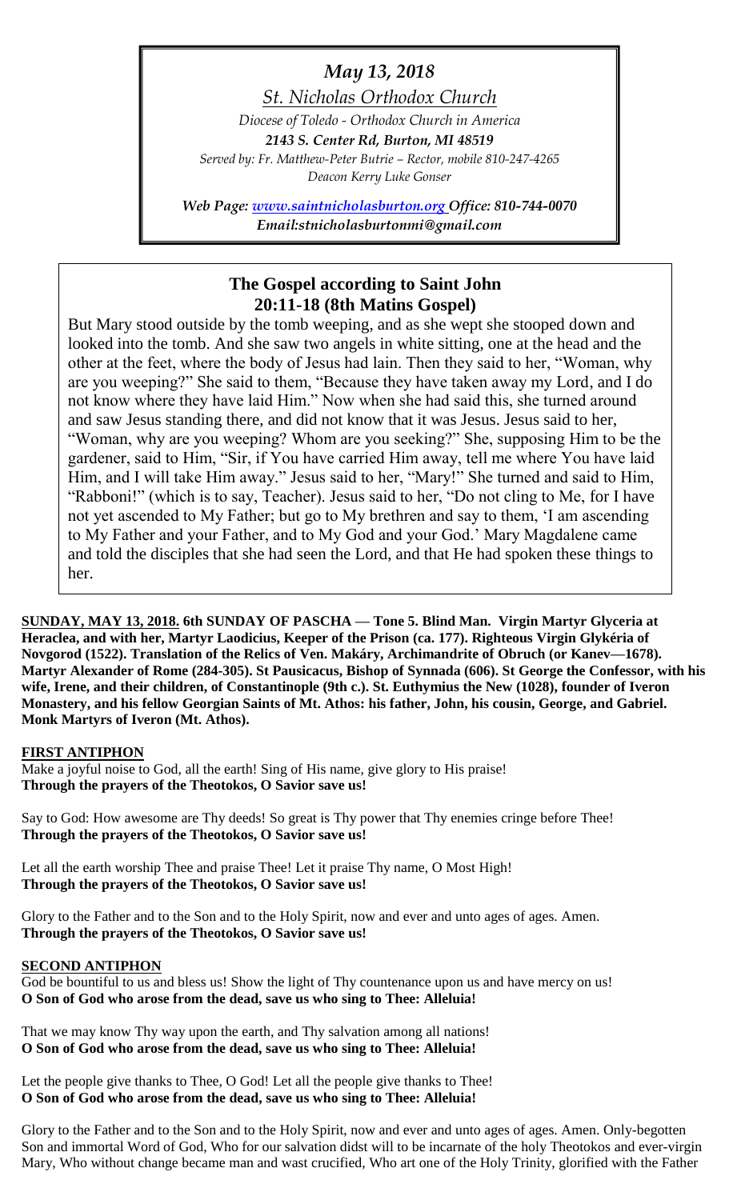*May 13, 2018*

*St. Nicholas Orthodox Church*

*Diocese of Toledo - Orthodox Church in America*

***2143 S. Center Rd, Burton, MI 48519***

*Served by: Fr. Matthew-Peter Butrie – Rector, mobile 810-247-4265*

*Deacon Kerry Luke Gonser*

***Web Page: www.saintnicholasburton.org Office: 810-744-0070***

***Email:stnicholasburtonmi@gmail.com***

## The Gospel according to Saint John 20:11-18 (8th Matins Gospel)

But Mary stood outside by the tomb weeping, and as she wept she stooped down and looked into the tomb. And she saw two angels in white sitting, one at the head and the other at the feet, where the body of Jesus had lain. Then they said to her, "Woman, why are you weeping?" She said to them, "Because they have taken away my Lord, and I do not know where they have laid Him." Now when she had said this, she turned around and saw Jesus standing there, and did not know that it was Jesus. Jesus said to her, "Woman, why are you weeping? Whom are you seeking?" She, supposing Him to be the gardener, said to Him, "Sir, if You have carried Him away, tell me where You have laid Him, and I will take Him away." Jesus said to her, "Mary!" She turned and said to Him, "Rabboni!" (which is to say, Teacher). Jesus said to her, "Do not cling to Me, for I have not yet ascended to My Father; but go to My brethren and say to them, 'I am ascending to My Father and your Father, and to My God and your God.' Mary Magdalene came and told the disciples that she had seen the Lord, and that He had spoken these things to her.

**SUNDAY, MAY 13, 2018. 6th SUNDAY OF PASCHA — Tone 5. Blind Man. Virgin Martyr Glyceria at Heraclea, and with her, Martyr Laodicius, Keeper of the Prison (ca. 177). Righteous Virgin Glykéria of Novgorod (1522). Translation of the Relics of Ven. Makáry, Archimandrite of Obruch (or Kanev—1678). Martyr Alexander of Rome (284-305). St Pausicacus, Bishop of Synnada (606). St George the Confessor, with his wife, Irene, and their children, of Constantinople (9th c.). St. Euthymius the New (1028), founder of Iveron Monastery, and his fellow Georgian Saints of Mt. Athos: his father, John, his cousin, George, and Gabriel. Monk Martyrs of Iveron (Mt. Athos).**

### FIRST ANTIPHON

Make a joyful noise to God, all the earth! Sing of His name, give glory to His praise!
**Through the prayers of the Theotokos, O Savior save us!**

Say to God: How awesome are Thy deeds! So great is Thy power that Thy enemies cringe before Thee!
**Through the prayers of the Theotokos, O Savior save us!**

Let all the earth worship Thee and praise Thee! Let it praise Thy name, O Most High!
**Through the prayers of the Theotokos, O Savior save us!**

Glory to the Father and to the Son and to the Holy Spirit, now and ever and unto ages of ages. Amen.
**Through the prayers of the Theotokos, O Savior save us!**

### SECOND ANTIPHON

God be bountiful to us and bless us! Show the light of Thy countenance upon us and have mercy on us!
**O Son of God who arose from the dead, save us who sing to Thee: Alleluia!**

That we may know Thy way upon the earth, and Thy salvation among all nations!
**O Son of God who arose from the dead, save us who sing to Thee: Alleluia!**

Let the people give thanks to Thee, O God! Let all the people give thanks to Thee!
**O Son of God who arose from the dead, save us who sing to Thee: Alleluia!**

Glory to the Father and to the Son and to the Holy Spirit, now and ever and unto ages of ages. Amen. Only-begotten Son and immortal Word of God, Who for our salvation didst will to be incarnate of the holy Theotokos and ever-virgin Mary, Who without change became man and wast crucified, Who art one of the Holy Trinity, glorified with the Father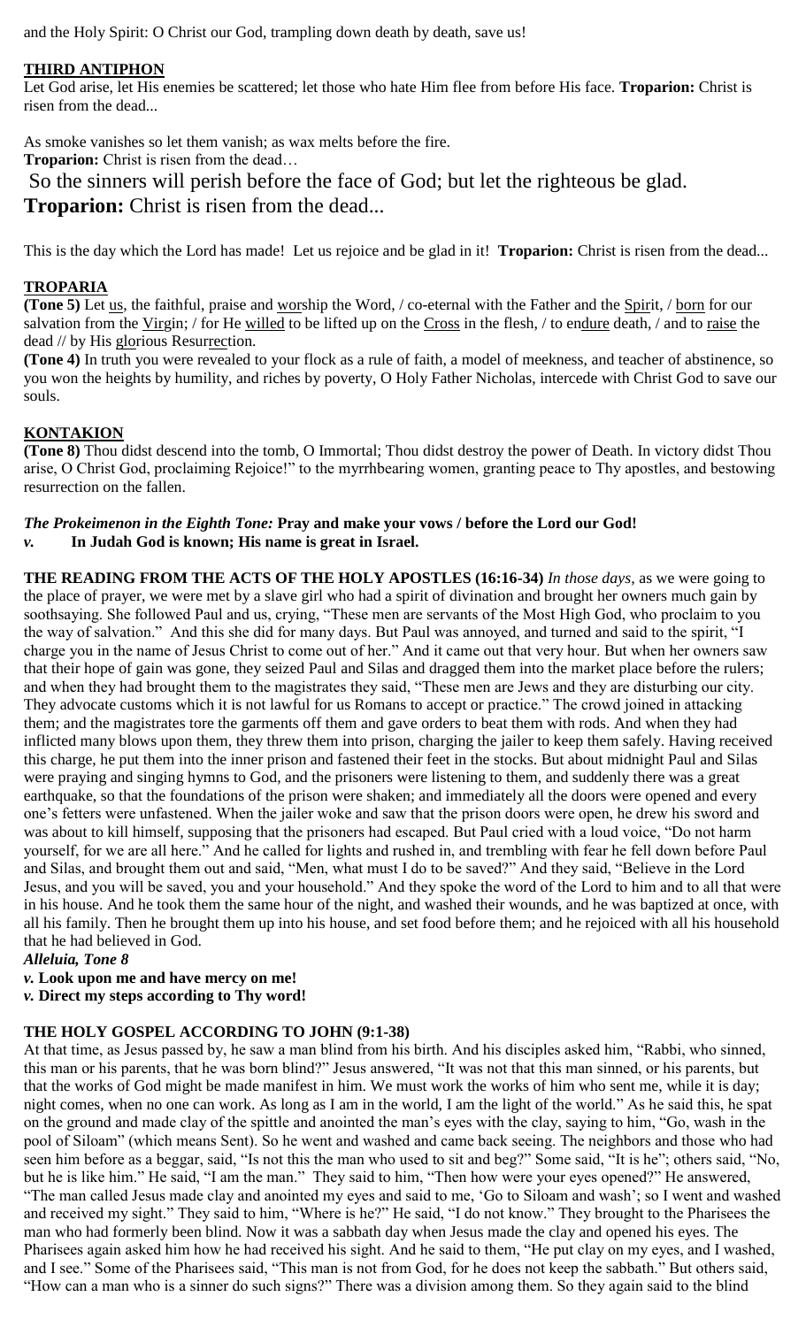and the Holy Spirit: O Christ our God, trampling down death by death, save us!

**THIRD ANTIPHON**

Let God arise, let His enemies be scattered; let those who hate Him flee from before His face. **Troparion:** Christ is risen from the dead...

As smoke vanishes so let them vanish; as wax melts before the fire.
**Troparion:** Christ is risen from the dead…

So the sinners will perish before the face of God; but let the righteous be glad.
**Troparion:** Christ is risen from the dead...

This is the day which the Lord has made! Let us rejoice and be glad in it! **Troparion:** Christ is risen from the dead...

**TROPARIA**

**(Tone 5)** Let us, the faithful, praise and worship the Word, / co-eternal with the Father and the Spirit, / born for our salvation from the Virgin; / for He willed to be lifted up on the Cross in the flesh, / to endure death, / and to raise the dead // by His glorious Resurrection.

**(Tone 4)** In truth you were revealed to your flock as a rule of faith, a model of meekness, and teacher of abstinence, so you won the heights by humility, and riches by poverty, O Holy Father Nicholas, intercede with Christ God to save our souls.

**KONTAKION**

**(Tone 8)** Thou didst descend into the tomb, O Immortal; Thou didst destroy the power of Death. In victory didst Thou arise, O Christ God, proclaiming Rejoice!" to the myrrhbearing women, granting peace to Thy apostles, and bestowing resurrection on the fallen.

***The Prokeimenon in the Eighth Tone:*** **Pray and make your vows / before the Lord our God!**
***v.*** **In Judah God is known; His name is great in Israel.**

**THE READING FROM THE ACTS OF THE HOLY APOSTLES (16:16-34)** *In those days,* as we were going to the place of prayer, we were met by a slave girl who had a spirit of divination and brought her owners much gain by soothsaying. She followed Paul and us, crying, "These men are servants of the Most High God, who proclaim to you the way of salvation." And this she did for many days. But Paul was annoyed, and turned and said to the spirit, "I charge you in the name of Jesus Christ to come out of her." And it came out that very hour. But when her owners saw that their hope of gain was gone, they seized Paul and Silas and dragged them into the market place before the rulers; and when they had brought them to the magistrates they said, "These men are Jews and they are disturbing our city. They advocate customs which it is not lawful for us Romans to accept or practice." The crowd joined in attacking them; and the magistrates tore the garments off them and gave orders to beat them with rods. And when they had inflicted many blows upon them, they threw them into prison, charging the jailer to keep them safely. Having received this charge, he put them into the inner prison and fastened their feet in the stocks. But about midnight Paul and Silas were praying and singing hymns to God, and the prisoners were listening to them, and suddenly there was a great earthquake, so that the foundations of the prison were shaken; and immediately all the doors were opened and every one's fetters were unfastened. When the jailer woke and saw that the prison doors were open, he drew his sword and was about to kill himself, supposing that the prisoners had escaped. But Paul cried with a loud voice, "Do not harm yourself, for we are all here." And he called for lights and rushed in, and trembling with fear he fell down before Paul and Silas, and brought them out and said, "Men, what must I do to be saved?" And they said, "Believe in the Lord Jesus, and you will be saved, you and your household." And they spoke the word of the Lord to him and to all that were in his house. And he took them the same hour of the night, and washed their wounds, and he was baptized at once, with all his family. Then he brought them up into his house, and set food before them; and he rejoiced with all his household that he had believed in God.

***Alleluia, Tone 8***
***v.*** **Look upon me and have mercy on me!**
***v.*** **Direct my steps according to Thy word!**

**THE HOLY GOSPEL ACCORDING TO JOHN (9:1-38)**

At that time, as Jesus passed by, he saw a man blind from his birth. And his disciples asked him, "Rabbi, who sinned, this man or his parents, that he was born blind?" Jesus answered, "It was not that this man sinned, or his parents, but that the works of God might be made manifest in him. We must work the works of him who sent me, while it is day; night comes, when no one can work. As long as I am in the world, I am the light of the world." As he said this, he spat on the ground and made clay of the spittle and anointed the man's eyes with the clay, saying to him, "Go, wash in the pool of Siloam" (which means Sent). So he went and washed and came back seeing. The neighbors and those who had seen him before as a beggar, said, "Is not this the man who used to sit and beg?" Some said, "It is he"; others said, "No, but he is like him." He said, "I am the man." They said to him, "Then how were your eyes opened?" He answered, "The man called Jesus made clay and anointed my eyes and said to me, 'Go to Siloam and wash'; so I went and washed and received my sight." They said to him, "Where is he?" He said, "I do not know." They brought to the Pharisees the man who had formerly been blind. Now it was a sabbath day when Jesus made the clay and opened his eyes. The Pharisees again asked him how he had received his sight. And he said to them, "He put clay on my eyes, and I washed, and I see." Some of the Pharisees said, "This man is not from God, for he does not keep the sabbath." But others said, "How can a man who is a sinner do such signs?" There was a division among them. So they again said to the blind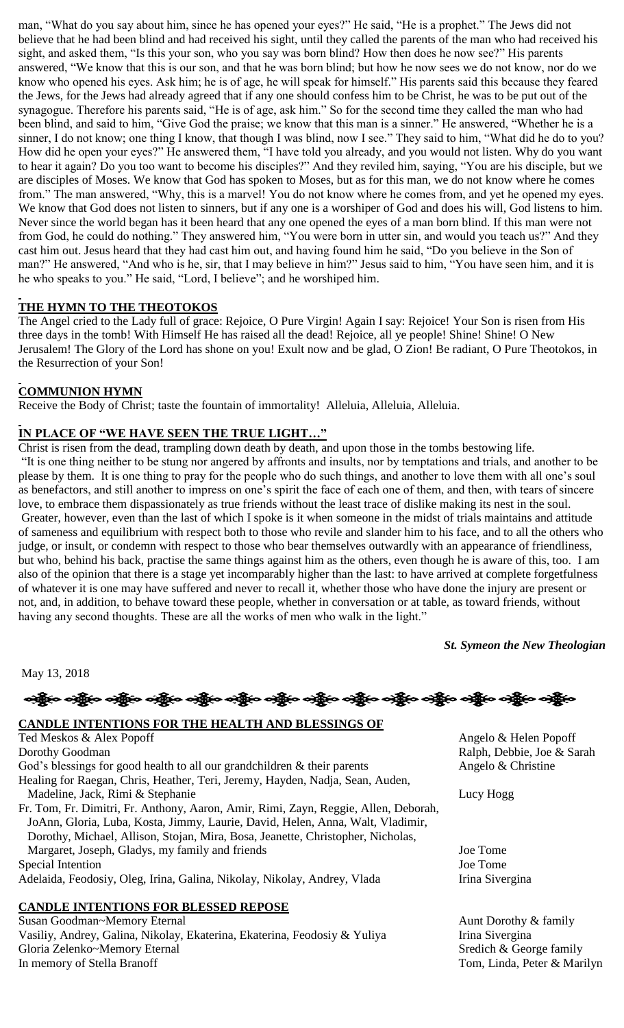man, "What do you say about him, since he has opened your eyes?" He said, "He is a prophet." The Jews did not believe that he had been blind and had received his sight, until they called the parents of the man who had received his sight, and asked them, "Is this your son, who you say was born blind? How then does he now see?" His parents answered, "We know that this is our son, and that he was born blind; but how he now sees we do not know, nor do we know who opened his eyes. Ask him; he is of age, he will speak for himself." His parents said this because they feared the Jews, for the Jews had already agreed that if any one should confess him to be Christ, he was to be put out of the synagogue. Therefore his parents said, "He is of age, ask him." So for the second time they called the man who had been blind, and said to him, "Give God the praise; we know that this man is a sinner." He answered, "Whether he is a sinner, I do not know; one thing I know, that though I was blind, now I see." They said to him, "What did he do to you? How did he open your eyes?" He answered them, "I have told you already, and you would not listen. Why do you want to hear it again? Do you too want to become his disciples?" And they reviled him, saying, "You are his disciple, but we are disciples of Moses. We know that God has spoken to Moses, but as for this man, we do not know where he comes from." The man answered, "Why, this is a marvel! You do not know where he comes from, and yet he opened my eyes. We know that God does not listen to sinners, but if any one is a worshiper of God and does his will, God listens to him. Never since the world began has it been heard that any one opened the eyes of a man born blind. If this man were not from God, he could do nothing." They answered him, "You were born in utter sin, and would you teach us?" And they cast him out. Jesus heard that they had cast him out, and having found him he said, "Do you believe in the Son of man?" He answered, "And who is he, sir, that I may believe in him?" Jesus said to him, "You have seen him, and it is he who speaks to you." He said, "Lord, I believe"; and he worshiped him.

## THE HYMN TO THE THEOTOKOS

The Angel cried to the Lady full of grace: Rejoice, O Pure Virgin! Again I say: Rejoice! Your Son is risen from His three days in the tomb! With Himself He has raised all the dead! Rejoice, all ye people! Shine! Shine! O New Jerusalem! The Glory of the Lord has shone on you! Exult now and be glad, O Zion! Be radiant, O Pure Theotokos, in the Resurrection of your Son!

## COMMUNION HYMN

Receive the Body of Christ; taste the fountain of immortality! Alleluia, Alleluia, Alleluia.

## IN PLACE OF "WE HAVE SEEN THE TRUE LIGHT…"

Christ is risen from the dead, trampling down death by death, and upon those in the tombs bestowing life.

"It is one thing neither to be stung nor angered by affronts and insults, nor by temptations and trials, and another to be please by them. It is one thing to pray for the people who do such things, and another to love them with all one's soul as benefactors, and still another to impress on one's spirit the face of each one of them, and then, with tears of sincere love, to embrace them dispassionately as true friends without the least trace of dislike making its nest in the soul. Greater, however, even than the last of which I spoke is it when someone in the midst of trials maintains and attitude of sameness and equilibrium with respect both to those who revile and slander him to his face, and to all the others who judge, or insult, or condemn with respect to those who bear themselves outwardly with an appearance of friendliness, but who, behind his back, practise the same things against him as the others, even though he is aware of this, too. I am also of the opinion that there is a stage yet incomparably higher than the last: to have arrived at complete forgetfulness of whatever it is one may have suffered and never to recall it, whether those who have done the injury are present or not, and, in addition, to behave toward these people, whether in conversation or at table, as toward friends, without having any second thoughts. These are all the works of men who walk in the light."

***St. Symeon the New Theologian***

May 13, 2018

## CANDLE INTENTIONS FOR THE HEALTH AND BLESSINGS OF

| | |
|---|---|
| Ted Meskos & Alex Popoff | Angelo & Helen Popoff |
| Dorothy Goodman | Ralph, Debbie, Joe & Sarah |
| God's blessings for good health to all our grandchildren & their parents | Angelo & Christine |
| Healing for Raegan, Chris, Heather, Teri, Jeremy, Hayden, Nadja, Sean, Auden, Madeline, Jack, Rimi & Stephanie | Lucy Hogg |
| Fr. Tom, Fr. Dimitri, Fr. Anthony, Aaron, Amir, Rimi, Zayn, Reggie, Allen, Deborah, JoAnn, Gloria, Luba, Kosta, Jimmy, Laurie, David, Helen, Anna, Walt, Vladimir, Dorothy, Michael, Allison, Stojan, Mira, Bosa, Jeanette, Christopher, Nicholas, Margaret, Joseph, Gladys, my family and friends | Joe Tome |
| Special Intention | Joe Tome |
| Adelaida, Feodosiy, Oleg, Irina, Galina, Nikolay, Nikolay, Andrey, Vlada | Irina Sivergina |

## CANDLE INTENTIONS FOR BLESSED REPOSE

| | |
|---|---|
| Susan Goodman~Memory Eternal | Aunt Dorothy & family |
| Vasiliy, Andrey, Galina, Nikolay, Ekaterina, Ekaterina, Feodosiy & Yuliya | Irina Sivergina |
| Gloria Zelenko~Memory Eternal | Sredich & George family |
| In memory of Stella Branoff | Tom, Linda, Peter & Marilyn |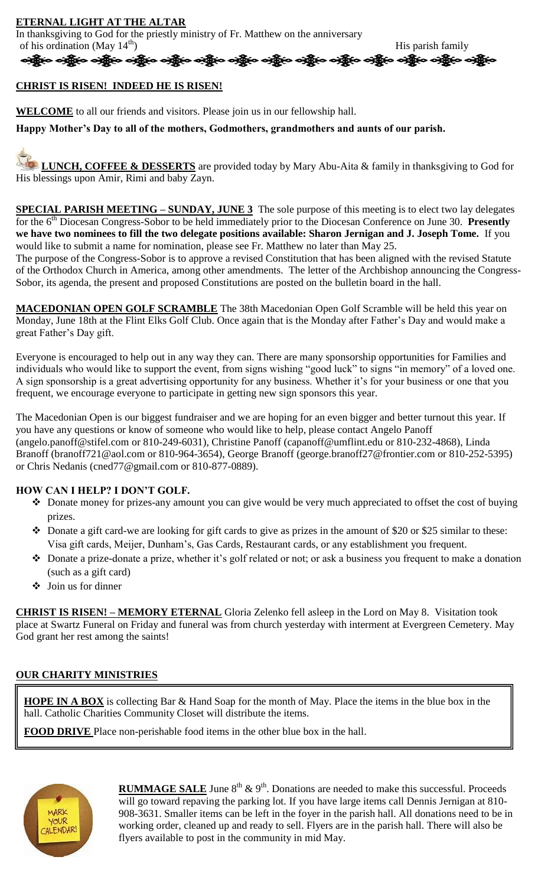## ETERNAL LIGHT AT THE ALTAR

In thanksgiving to God for the priestly ministry of Fr. Matthew on the anniversary of his ordination (May 14th) His parish family

**CHRIST IS RISEN! INDEED HE IS RISEN!**

**WELCOME** to all our friends and visitors. Please join us in our fellowship hall.

**Happy Mother's Day to all of the mothers, Godmothers, grandmothers and aunts of our parish.**

**LUNCH, COFFEE & DESSERTS** are provided today by Mary Abu-Aita & family in thanksgiving to God for His blessings upon Amir, Rimi and baby Zayn.

**SPECIAL PARISH MEETING – SUNDAY, JUNE 3** The sole purpose of this meeting is to elect two lay delegates for the 6th Diocesan Congress-Sobor to be held immediately prior to the Diocesan Conference on June 30. **Presently we have two nominees to fill the two delegate positions available: Sharon Jernigan and J. Joseph Tome.** If you would like to submit a name for nomination, please see Fr. Matthew no later than May 25.

The purpose of the Congress-Sobor is to approve a revised Constitution that has been aligned with the revised Statute of the Orthodox Church in America, among other amendments. The letter of the Archbishop announcing the Congress-Sobor, its agenda, the present and proposed Constitutions are posted on the bulletin board in the hall.

**MACEDONIAN OPEN GOLF SCRAMBLE** The 38th Macedonian Open Golf Scramble will be held this year on Monday, June 18th at the Flint Elks Golf Club. Once again that is the Monday after Father's Day and would make a great Father's Day gift.

Everyone is encouraged to help out in any way they can. There are many sponsorship opportunities for Families and individuals who would like to support the event, from signs wishing "good luck" to signs "in memory" of a loved one. A sign sponsorship is a great advertising opportunity for any business. Whether it's for your business or one that you frequent, we encourage everyone to participate in getting new sign sponsors this year.

The Macedonian Open is our biggest fundraiser and we are hoping for an even bigger and better turnout this year. If you have any questions or know of someone who would like to help, please contact Angelo Panoff (angelo.panoff@stifel.com or 810-249-6031), Christine Panoff (capanoff@umflint.edu or 810-232-4868), Linda Branoff (branoff721@aol.com or 810-964-3654), George Branoff (george.branoff27@frontier.com or 810-252-5395) or Chris Nedanis (cned77@gmail.com or 810-877-0889).

**HOW CAN I HELP? I DON'T GOLF.**

- Donate money for prizes-any amount you can give would be very much appreciated to offset the cost of buying prizes.
- Donate a gift card-we are looking for gift cards to give as prizes in the amount of $20 or $25 similar to these: Visa gift cards, Meijer, Dunham's, Gas Cards, Restaurant cards, or any establishment you frequent.
- Donate a prize-donate a prize, whether it's golf related or not; or ask a business you frequent to make a donation (such as a gift card)
- Join us for dinner

**CHRIST IS RISEN! – MEMORY ETERNAL** Gloria Zelenko fell asleep in the Lord on May 8. Visitation took place at Swartz Funeral on Friday and funeral was from church yesterday with interment at Evergreen Cemetery. May God grant her rest among the saints!

## OUR CHARITY MINISTRIES

**HOPE IN A BOX** is collecting Bar & Hand Soap for the month of May. Place the items in the blue box in the hall. Catholic Charities Community Closet will distribute the items.

**FOOD DRIVE** Place non-perishable food items in the other blue box in the hall.

**RUMMAGE SALE** June 8th & 9th. Donations are needed to make this successful. Proceeds will go toward repaving the parking lot. If you have large items call Dennis Jernigan at 810-908-3631. Smaller items can be left in the foyer in the parish hall. All donations need to be in working order, cleaned up and ready to sell. Flyers are in the parish hall. There will also be flyers available to post in the community in mid May.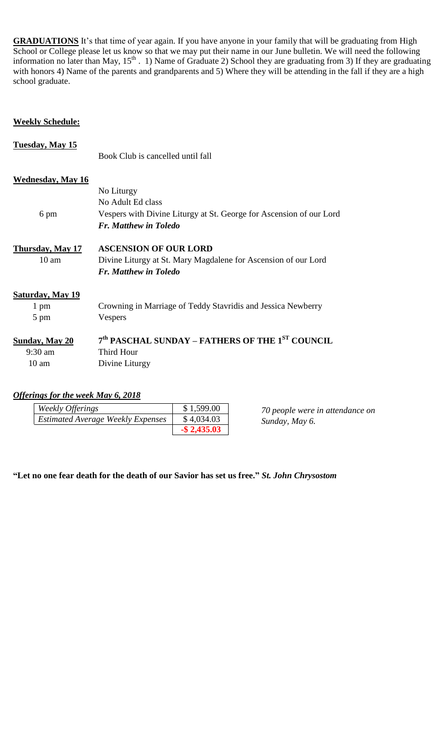**GRADUATIONS** It's that time of year again. If you have anyone in your family that will be graduating from High School or College please let us know so that we may put their name in our June bulletin. We will need the following information no later than May, 15th . 1) Name of Graduate 2) School they are graduating from 3) If they are graduating with honors 4) Name of the parents and grandparents and 5) Where they will be attending in the fall if they are a high school graduate.

**Weekly Schedule:**

**Tuesday, May 15**

Book Club is cancelled until fall

**Wednesday, May 16**

No Liturgy
No Adult Ed class
6 pm Vespers with Divine Liturgy at St. George for Ascension of our Lord
***Fr. Matthew in Toledo***

**Thursday, May 17** **ASCENSION OF OUR LORD**
10 am Divine Liturgy at St. Mary Magdalene for Ascension of our Lord
***Fr. Matthew in Toledo***

**Saturday, May 19**
1 pm Crowning in Marriage of Teddy Stavridis and Jessica Newberry
5 pm Vespers

**Sunday, May 20** **7th PASCHAL SUNDAY – FATHERS OF THE 1ST COUNCIL**
9:30 am Third Hour
10 am Divine Liturgy

***Offerings for the week May 6, 2018***

| | |
|---|---|
| *Weekly Offerings* | $ 1,599.00 |
| *Estimated Average Weekly Expenses* | $ 4,034.03 |
| | **-$ 2,435.03** |

*70 people were in attendance on Sunday, May 6.*

**"Let no one fear death for the death of our Savior has set us free."** ***St. John Chrysostom***